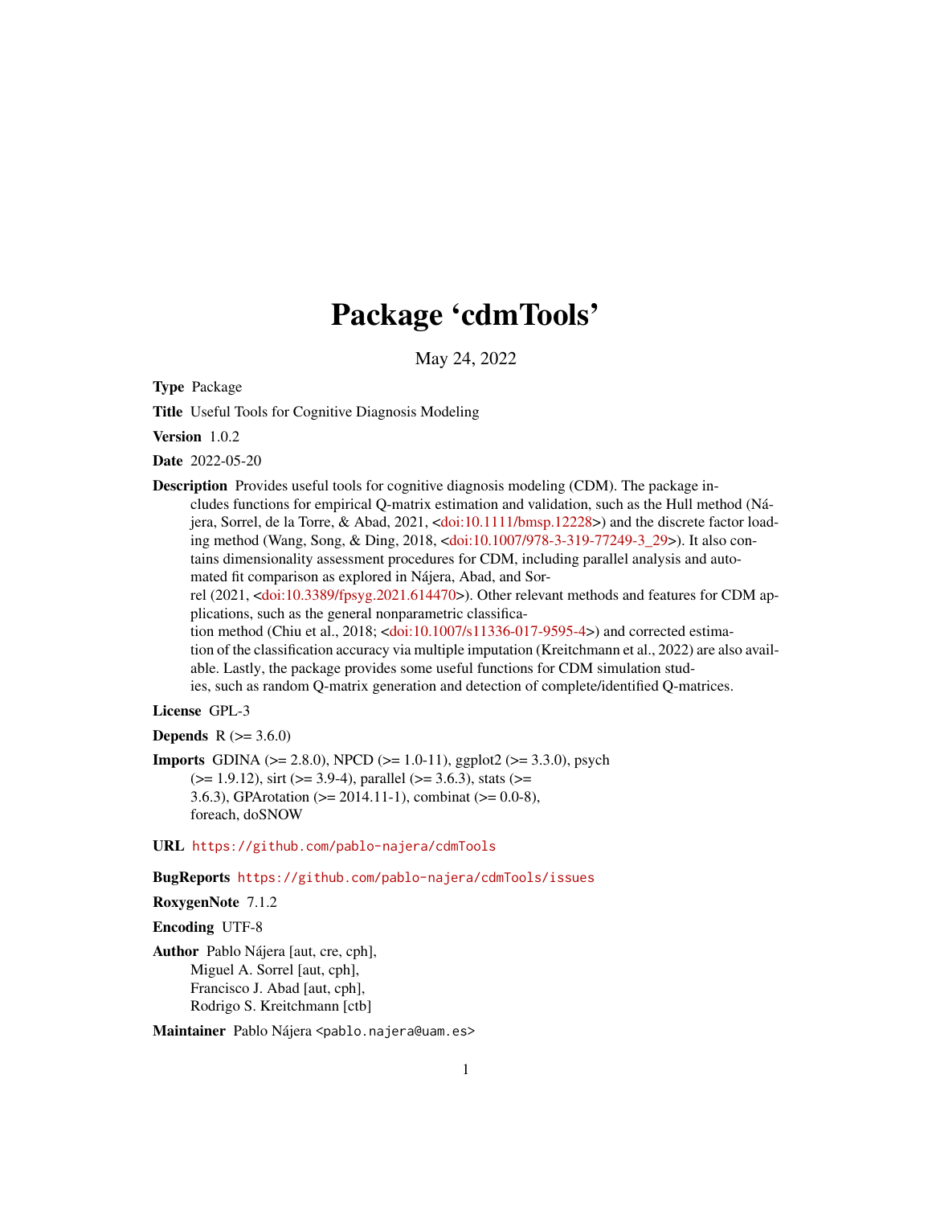# Package 'cdmTools'

May 24, 2022

**Type** Package

**Title** Useful Tools for Cognitive Diagnosis Modeling

**Version** 1.0.2

**Date** 2022-05-20

**Description** Provides useful tools for cognitive diagnosis modeling (CDM). The package includes functions for empirical Q-matrix estimation and validation, such as the Hull method (Nájera, Sorrel, de la Torre, & Abad, 2021, <doi:10.1111/bmsp.12228>) and the discrete factor loading method (Wang, Song, & Ding, 2018, <doi:10.1007/978-3-319-77249-3_29>). It also contains dimensionality assessment procedures for CDM, including parallel analysis and automated fit comparison as explored in Nájera, Abad, and Sorrel (2021, <doi:10.3389/fpsyg.2021.614470>). Other relevant methods and features for CDM applications, such as the general nonparametric classification method (Chiu et al., 2018; <doi:10.1007/s11336-017-9595-4>) and corrected estimation of the classification accuracy via multiple imputation (Kreitchmann et al., 2022) are also available. Lastly, the package provides some useful functions for CDM simulation studies, such as random Q-matrix generation and detection of complete/identified Q-matrices.

**License** GPL-3

**Depends** R (>= 3.6.0)

**Imports** GDINA (>= 2.8.0), NPCD (>= 1.0-11), ggplot2 (>= 3.3.0), psych (>= 1.9.12), sirt (>= 3.9-4), parallel (>= 3.6.3), stats (>= 3.6.3), GPArotation (>= 2014.11-1), combinat (>= 0.0-8), foreach, doSNOW

**URL** https://github.com/pablo-najera/cdmTools

**BugReports** https://github.com/pablo-najera/cdmTools/issues

**RoxygenNote** 7.1.2

**Encoding** UTF-8

**Author** Pablo Nájera [aut, cre, cph],
Miguel A. Sorrel [aut, cph],
Francisco J. Abad [aut, cph],
Rodrigo S. Kreitchmann [ctb]

**Maintainer** Pablo Nájera <pablo.najera@uam.es>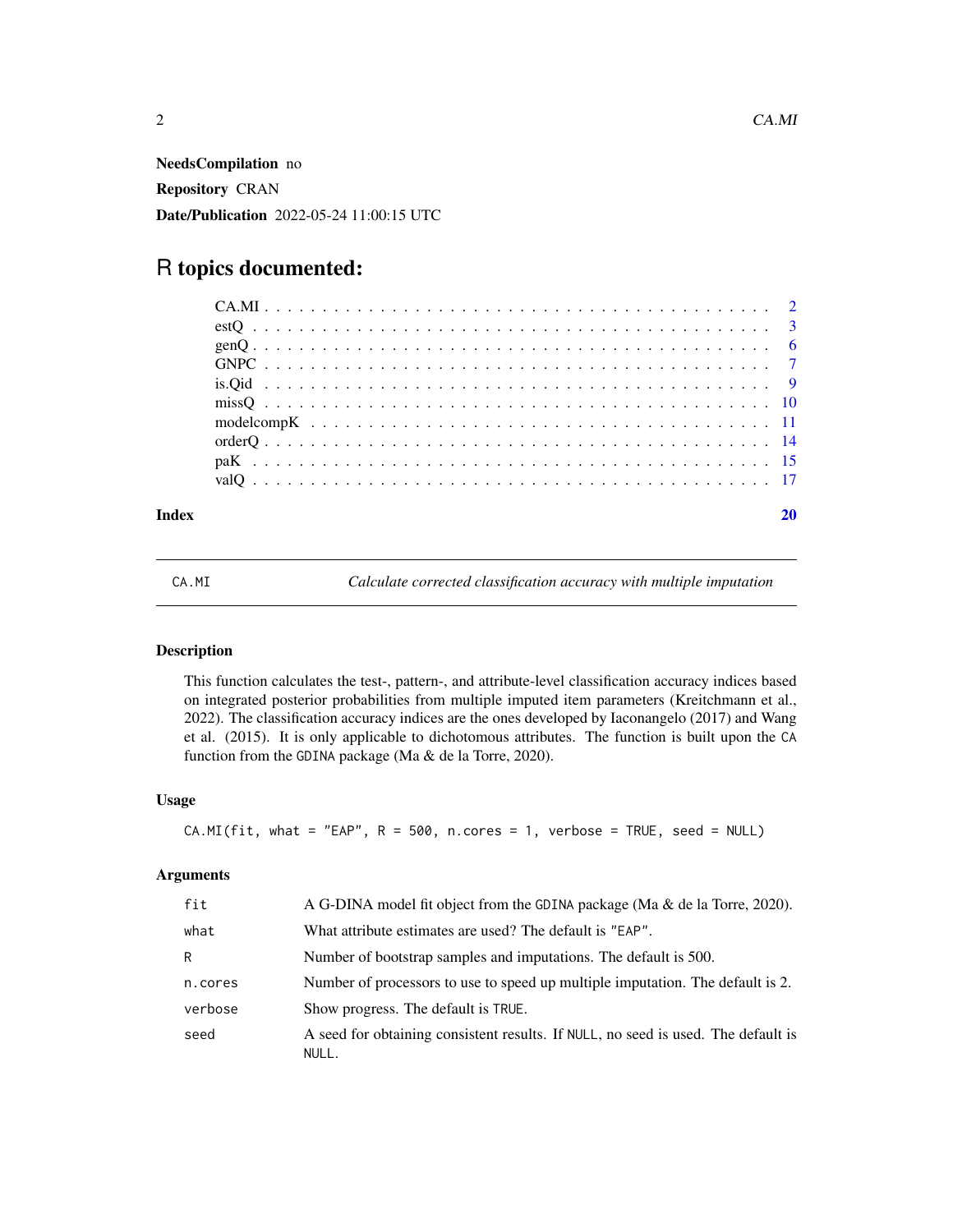**NeedsCompilation** no

**Repository** CRAN

**Date/Publication** 2022-05-24 11:00:15 UTC

# R topics documented:

| | |
|---|---|
| CA.MI | 2 |
| estQ | 3 |
| genQ | 6 |
| GNPC | 7 |
| is.Qid | 9 |
| missQ | 10 |
| modelcompK | 11 |
| orderQ | 14 |
| paK | 15 |
| valQ | 17 |
| **Index** | **20** |

---

CA.MI — *Calculate corrected classification accuracy with multiple imputation*

---

### Description

This function calculates the test-, pattern-, and attribute-level classification accuracy indices based on integrated posterior probabilities from multiple imputed item parameters (Kreitchmann et al., 2022). The classification accuracy indices are the ones developed by Iaconangelo (2017) and Wang et al. (2015). It is only applicable to dichotomous attributes. The function is built upon the `CA` function from the `GDINA` package (Ma & de la Torre, 2020).

### Usage

```
CA.MI(fit, what = "EAP", R = 500, n.cores = 1, verbose = TRUE, seed = NULL)
```

### Arguments

| | |
|---|---|
| `fit` | A G-DINA model fit object from the `GDINA` package (Ma & de la Torre, 2020). |
| `what` | What attribute estimates are used? The default is `"EAP"`. |
| `R` | Number of bootstrap samples and imputations. The default is 500. |
| `n.cores` | Number of processors to use to speed up multiple imputation. The default is 2. |
| `verbose` | Show progress. The default is `TRUE`. |
| `seed` | A seed for obtaining consistent results. If `NULL`, no seed is used. The default is `NULL`. |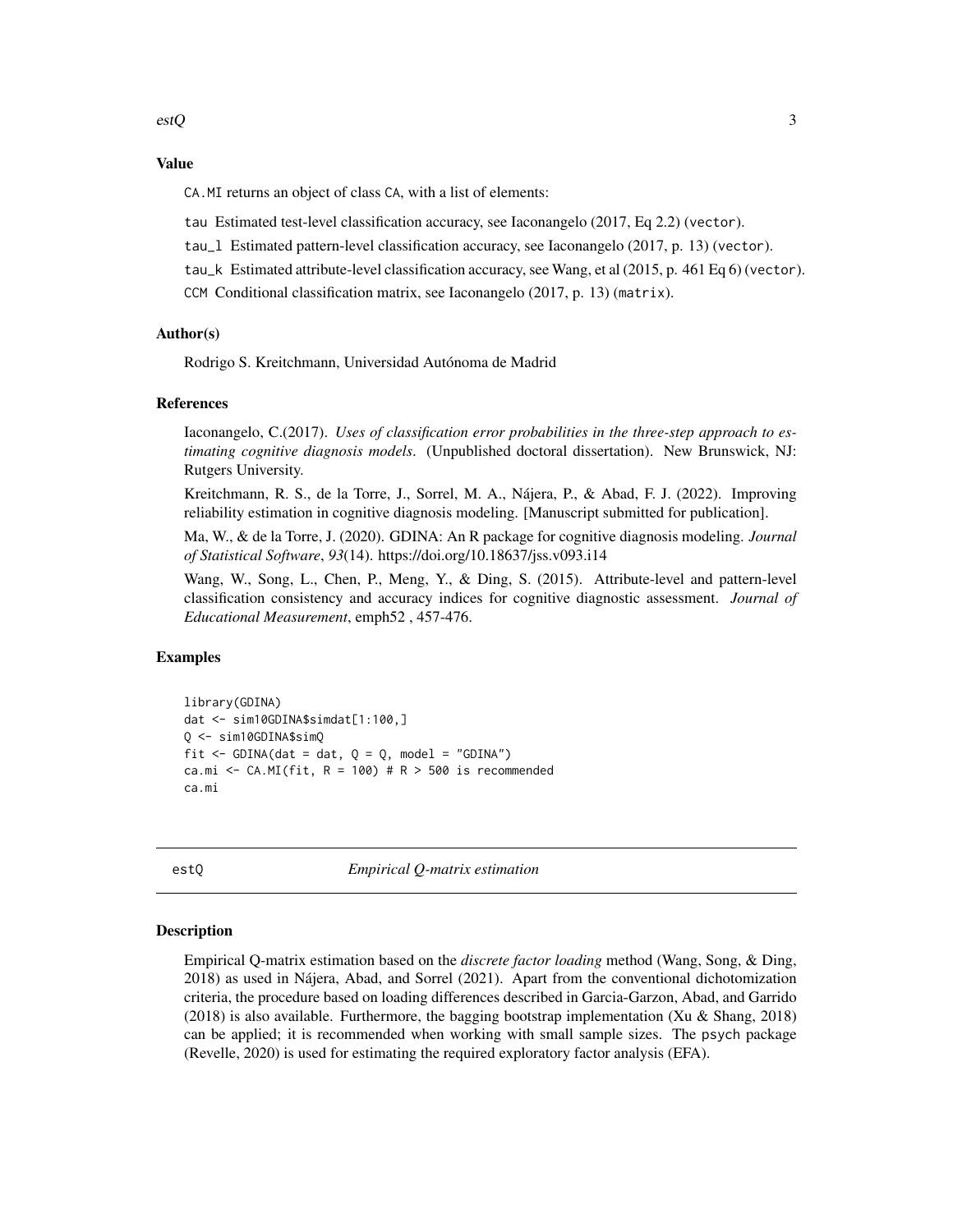### Value

CA.MI returns an object of class CA, with a list of elements:

tau Estimated test-level classification accuracy, see Iaconangelo (2017, Eq 2.2) (vector).

tau_l Estimated pattern-level classification accuracy, see Iaconangelo (2017, p. 13) (vector).

tau_k Estimated attribute-level classification accuracy, see Wang, et al (2015, p. 461 Eq 6) (vector).

CCM Conditional classification matrix, see Iaconangelo (2017, p. 13) (matrix).

### Author(s)

Rodrigo S. Kreitchmann, Universidad Autónoma de Madrid

### References

Iaconangelo, C.(2017). *Uses of classification error probabilities in the three-step approach to estimating cognitive diagnosis models*. (Unpublished doctoral dissertation). New Brunswick, NJ: Rutgers University.

Kreitchmann, R. S., de la Torre, J., Sorrel, M. A., Nájera, P., & Abad, F. J. (2022). Improving reliability estimation in cognitive diagnosis modeling. [Manuscript submitted for publication].

Ma, W., & de la Torre, J. (2020). GDINA: An R package for cognitive diagnosis modeling. *Journal of Statistical Software*, *93*(14). https://doi.org/10.18637/jss.v093.i14

Wang, W., Song, L., Chen, P., Meng, Y., & Ding, S. (2015). Attribute-level and pattern-level classification consistency and accuracy indices for cognitive diagnostic assessment. *Journal of Educational Measurement*, emph52 , 457-476.

### Examples

```
library(GDINA)
dat <- sim10GDINA$simdat[1:100,]
Q <- sim10GDINA$simQ
fit <- GDINA(dat = dat, Q = Q, model = "GDINA")
ca.mi <- CA.MI(fit, R = 100) # R > 500 is recommended
ca.mi
```

---

## estQ — *Empirical Q-matrix estimation*

### Description

Empirical Q-matrix estimation based on the *discrete factor loading* method (Wang, Song, & Ding, 2018) as used in Nájera, Abad, and Sorrel (2021). Apart from the conventional dichotomization criteria, the procedure based on loading differences described in Garcia-Garzon, Abad, and Garrido (2018) is also available. Furthermore, the bagging bootstrap implementation (Xu & Shang, 2018) can be applied; it is recommended when working with small sample sizes. The psych package (Revelle, 2020) is used for estimating the required exploratory factor analysis (EFA).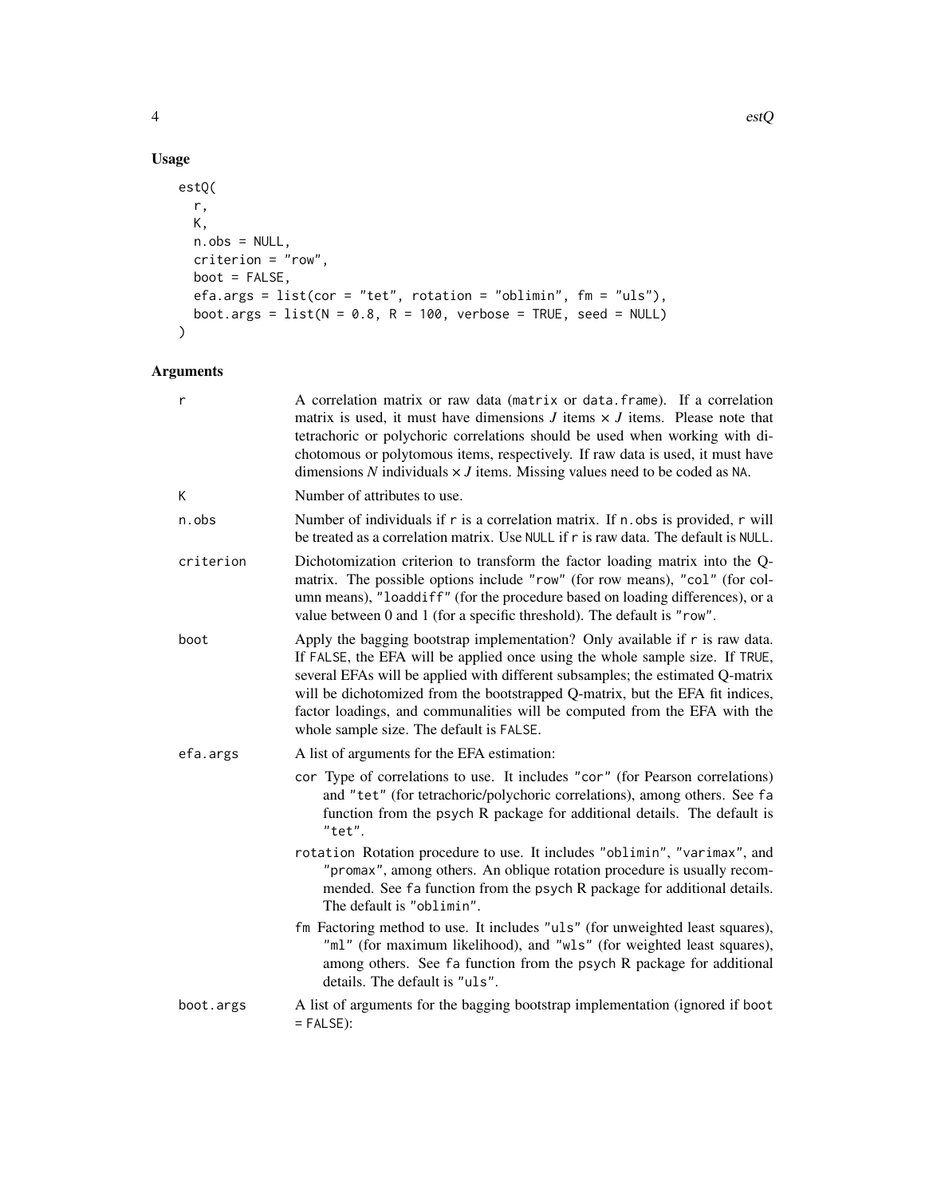## Usage

```
estQ(
  r,
  K,
  n.obs = NULL,
  criterion = "row",
  boot = FALSE,
  efa.args = list(cor = "tet", rotation = "oblimin", fm = "uls"),
  boot.args = list(N = 0.8, R = 100, verbose = TRUE, seed = NULL)
)
```

## Arguments

| | |
|---|---|
| `r` | A correlation matrix or raw data (`matrix` or `data.frame`). If a correlation matrix is used, it must have dimensions $J$ items $\times$ $J$ items. Please note that tetrachoric or polychoric correlations should be used when working with dichotomous or polytomous items, respectively. If raw data is used, it must have dimensions $N$ individuals $\times$ $J$ items. Missing values need to be coded as `NA`. |
| `K` | Number of attributes to use. |
| `n.obs` | Number of individuals if `r` is a correlation matrix. If `n.obs` is provided, `r` will be treated as a correlation matrix. Use `NULL` if `r` is raw data. The default is `NULL`. |
| `criterion` | Dichotomization criterion to transform the factor loading matrix into the Q-matrix. The possible options include `"row"` (for row means), `"col"` (for column means), `"loaddiff"` (for the procedure based on loading differences), or a value between 0 and 1 (for a specific threshold). The default is `"row"`. |
| `boot` | Apply the bagging bootstrap implementation? Only available if `r` is raw data. If `FALSE`, the EFA will be applied once using the whole sample size. If `TRUE`, several EFAs will be applied with different subsamples; the estimated Q-matrix will be dichotomized from the bootstrapped Q-matrix, but the EFA fit indices, factor loadings, and communalities will be computed from the EFA with the whole sample size. The default is `FALSE`. |
| `efa.args` | A list of arguments for the EFA estimation:<br>`cor` Type of correlations to use. It includes `"cor"` (for Pearson correlations) and `"tet"` (for tetrachoric/polychoric correlations), among others. See `fa` function from the `psych` R package for additional details. The default is `"tet"`.<br>`rotation` Rotation procedure to use. It includes `"oblimin"`, `"varimax"`, and `"promax"`, among others. An oblique rotation procedure is usually recommended. See `fa` function from the `psych` R package for additional details. The default is `"oblimin"`.<br>`fm` Factoring method to use. It includes `"uls"` (for unweighted least squares), `"ml"` (for maximum likelihood), and `"wls"` (for weighted least squares), among others. See `fa` function from the `psych` R package for additional details. The default is `"uls"`. |
| `boot.args` | A list of arguments for the bagging bootstrap implementation (ignored if `boot = FALSE`): |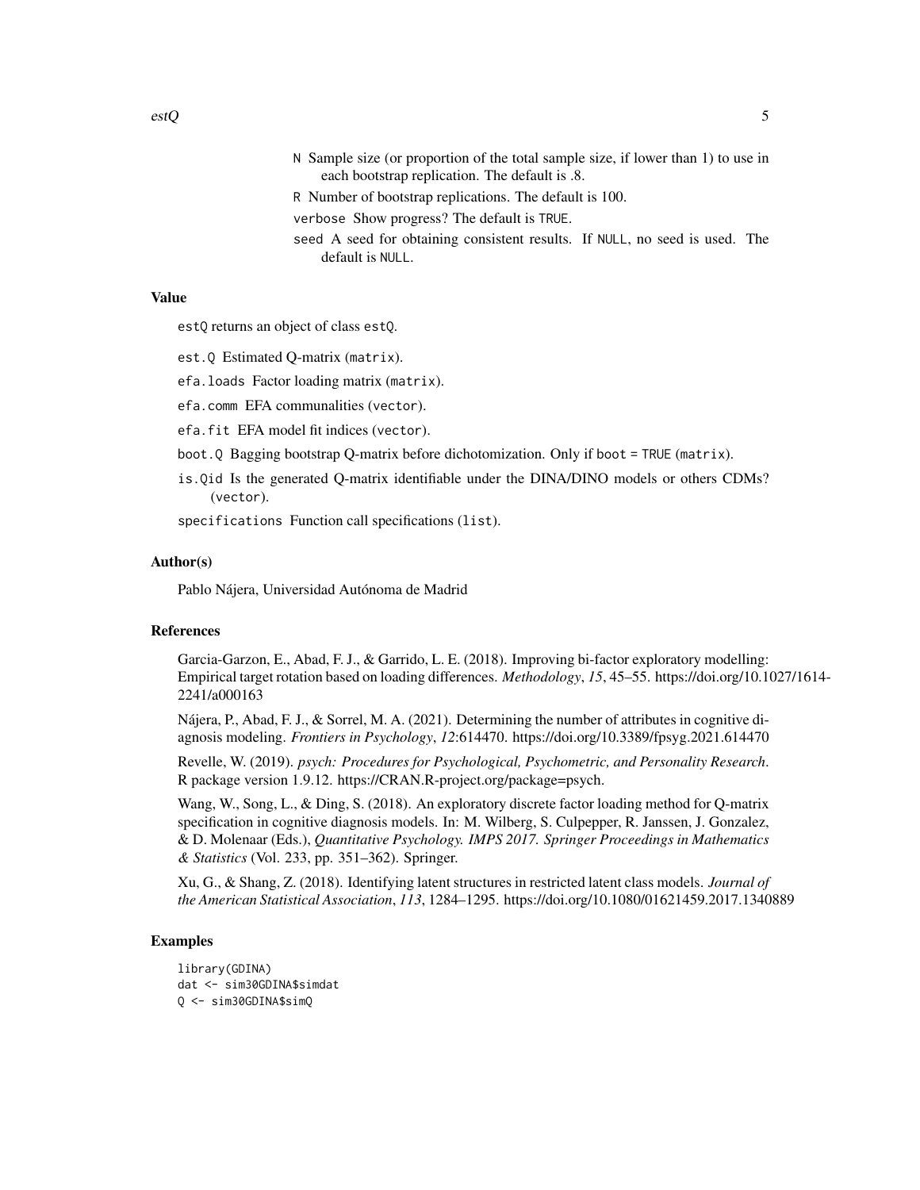`N` Sample size (or proportion of the total sample size, if lower than 1) to use in each bootstrap replication. The default is .8.

`R` Number of bootstrap replications. The default is 100.

`verbose` Show progress? The default is `TRUE`.

`seed` A seed for obtaining consistent results. If `NULL`, no seed is used. The default is `NULL`.

## Value

`estQ` returns an object of class `estQ`.

`est.Q` Estimated Q-matrix (`matrix`).

`efa.loads` Factor loading matrix (`matrix`).

`efa.comm` EFA communalities (`vector`).

`efa.fit` EFA model fit indices (`vector`).

`boot.Q` Bagging bootstrap Q-matrix before dichotomization. Only if `boot = TRUE` (`matrix`).

`is.Qid` Is the generated Q-matrix identifiable under the DINA/DINO models or others CDMs? (`vector`).

`specifications` Function call specifications (`list`).

## Author(s)

Pablo Nájera, Universidad Autónoma de Madrid

## References

Garcia-Garzon, E., Abad, F. J., & Garrido, L. E. (2018). Improving bi-factor exploratory modelling: Empirical target rotation based on loading differences. *Methodology*, *15*, 45–55. https://doi.org/10.1027/1614-2241/a000163

Nájera, P., Abad, F. J., & Sorrel, M. A. (2021). Determining the number of attributes in cognitive diagnosis modeling. *Frontiers in Psychology*, *12*:614470. https://doi.org/10.3389/fpsyg.2021.614470

Revelle, W. (2019). *psych: Procedures for Psychological, Psychometric, and Personality Research*. R package version 1.9.12. https://CRAN.R-project.org/package=psych.

Wang, W., Song, L., & Ding, S. (2018). An exploratory discrete factor loading method for Q-matrix specification in cognitive diagnosis models. In: M. Wilberg, S. Culpepper, R. Janssen, J. Gonzalez, & D. Molenaar (Eds.), *Quantitative Psychology. IMPS 2017. Springer Proceedings in Mathematics & Statistics* (Vol. 233, pp. 351–362). Springer.

Xu, G., & Shang, Z. (2018). Identifying latent structures in restricted latent class models. *Journal of the American Statistical Association*, *113*, 1284–1295. https://doi.org/10.1080/01621459.2017.1340889

## Examples

```
library(GDINA)
dat <- sim30GDINA$simdat
Q <- sim30GDINA$simQ
```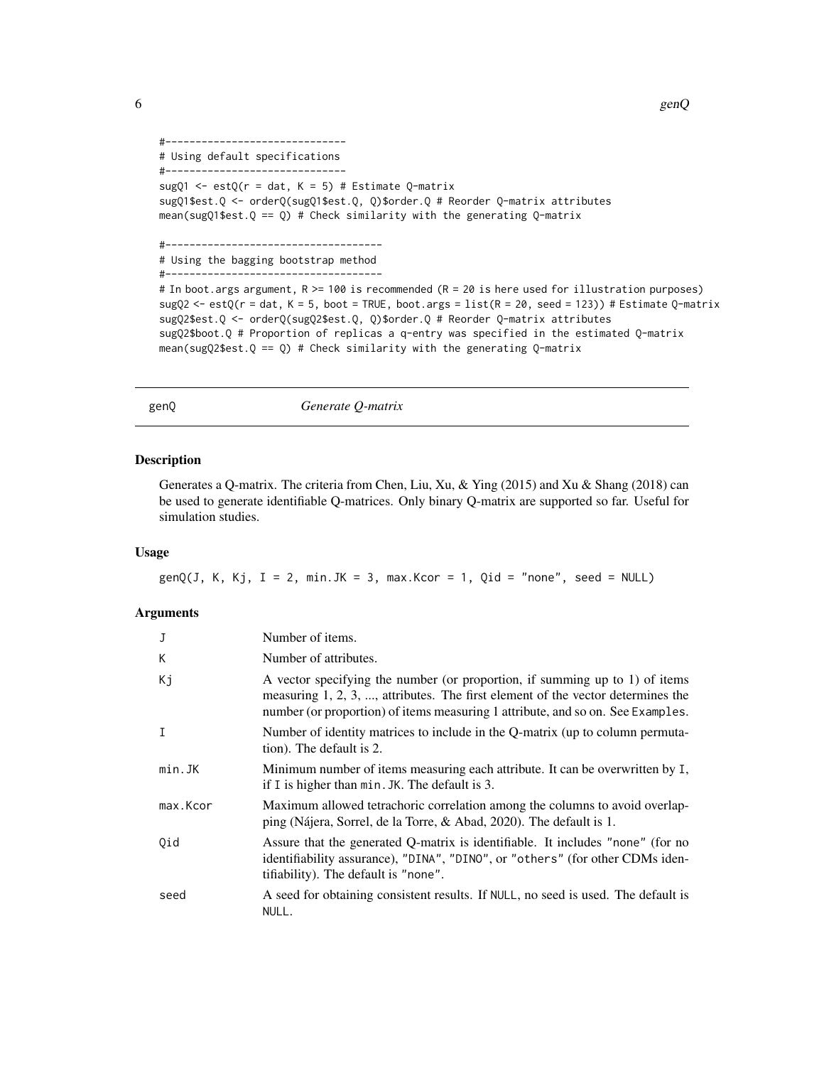```
#------------------------------
# Using default specifications
#------------------------------
sugQ1 <- estQ(r = dat, K = 5) # Estimate Q-matrix
sugQ1$est.Q <- orderQ(sugQ1$est.Q, Q)$order.Q # Reorder Q-matrix attributes
mean(sugQ1$est.Q == Q) # Check similarity with the generating Q-matrix

#------------------------------------
# Using the bagging bootstrap method
#------------------------------------
# In boot.args argument, R >= 100 is recommended (R = 20 is here used for illustration purposes)
sugQ2 <- estQ(r = dat, K = 5, boot = TRUE, boot.args = list(R = 20, seed = 123)) # Estimate Q-matrix
sugQ2$est.Q <- orderQ(sugQ2$est.Q, Q)$order.Q # Reorder Q-matrix attributes
sugQ2$boot.Q # Proportion of replicas a q-entry was specified in the estimated Q-matrix
mean(sugQ2$est.Q == Q) # Check similarity with the generating Q-matrix
```

## genQ *Generate Q-matrix*

### Description

Generates a Q-matrix. The criteria from Chen, Liu, Xu, & Ying (2015) and Xu & Shang (2018) can be used to generate identifiable Q-matrices. Only binary Q-matrix are supported so far. Useful for simulation studies.

### Usage

```
genQ(J, K, Kj, I = 2, min.JK = 3, max.Kcor = 1, Qid = "none", seed = NULL)
```

### Arguments

| | |
|---|---|
| `J` | Number of items. |
| `K` | Number of attributes. |
| `Kj` | A vector specifying the number (or proportion, if summing up to 1) of items measuring 1, 2, 3, ..., attributes. The first element of the vector determines the number (or proportion) of items measuring 1 attribute, and so on. See `Examples`. |
| `I` | Number of identity matrices to include in the Q-matrix (up to column permutation). The default is 2. |
| `min.JK` | Minimum number of items measuring each attribute. It can be overwritten by `I`, if `I` is higher than `min.JK`. The default is 3. |
| `max.Kcor` | Maximum allowed tetrachoric correlation among the columns to avoid overlapping (Nájera, Sorrel, de la Torre, & Abad, 2020). The default is 1. |
| `Qid` | Assure that the generated Q-matrix is identifiable. It includes `"none"` (for no identifiability assurance), `"DINA"`, `"DINO"`, or `"others"` (for other CDMs identifiability). The default is `"none"`. |
| `seed` | A seed for obtaining consistent results. If `NULL`, no seed is used. The default is `NULL`. |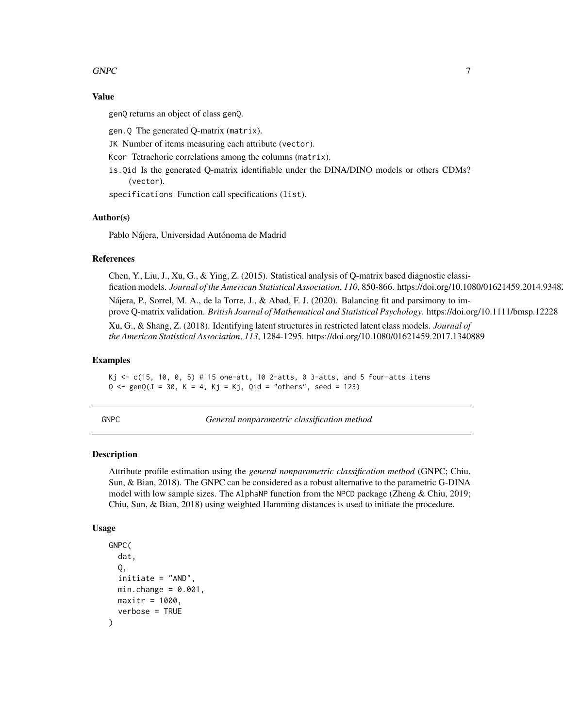### Value

genQ returns an object of class genQ.

gen.Q The generated Q-matrix (matrix).

JK Number of items measuring each attribute (vector).

Kcor Tetrachoric correlations among the columns (matrix).

is.Qid Is the generated Q-matrix identifiable under the DINA/DINO models or others CDMs? (vector).

specifications Function call specifications (list).

### Author(s)

Pablo Nájera, Universidad Autónoma de Madrid

### References

Chen, Y., Liu, J., Xu, G., & Ying, Z. (2015). Statistical analysis of Q-matrix based diagnostic classification models. *Journal of the American Statistical Association*, *110*, 850-866. https://doi.org/10.1080/01621459.2014.93482

Nájera, P., Sorrel, M. A., de la Torre, J., & Abad, F. J. (2020). Balancing fit and parsimony to improve Q-matrix validation. *British Journal of Mathematical and Statistical Psychology*. https://doi.org/10.1111/bmsp.12228

Xu, G., & Shang, Z. (2018). Identifying latent structures in restricted latent class models. *Journal of the American Statistical Association*, *113*, 1284-1295. https://doi.org/10.1080/01621459.2017.1340889

### Examples

```
Kj <- c(15, 10, 0, 5) # 15 one-att, 10 2-atts, 0 3-atts, and 5 four-atts items
Q <- genQ(J = 30, K = 4, Kj = Kj, Qid = "others", seed = 123)
```

---

## GNPC — *General nonparametric classification method*

---

### Description

Attribute profile estimation using the *general nonparametric classification method* (GNPC; Chiu, Sun, & Bian, 2018). The GNPC can be considered as a robust alternative to the parametric G-DINA model with low sample sizes. The AlphaNP function from the NPCD package (Zheng & Chiu, 2019; Chiu, Sun, & Bian, 2018) using weighted Hamming distances is used to initiate the procedure.

### Usage

```
GNPC(
  dat,
  Q,
  initiate = "AND",
  min.change = 0.001,
  maxitr = 1000,
  verbose = TRUE
)
```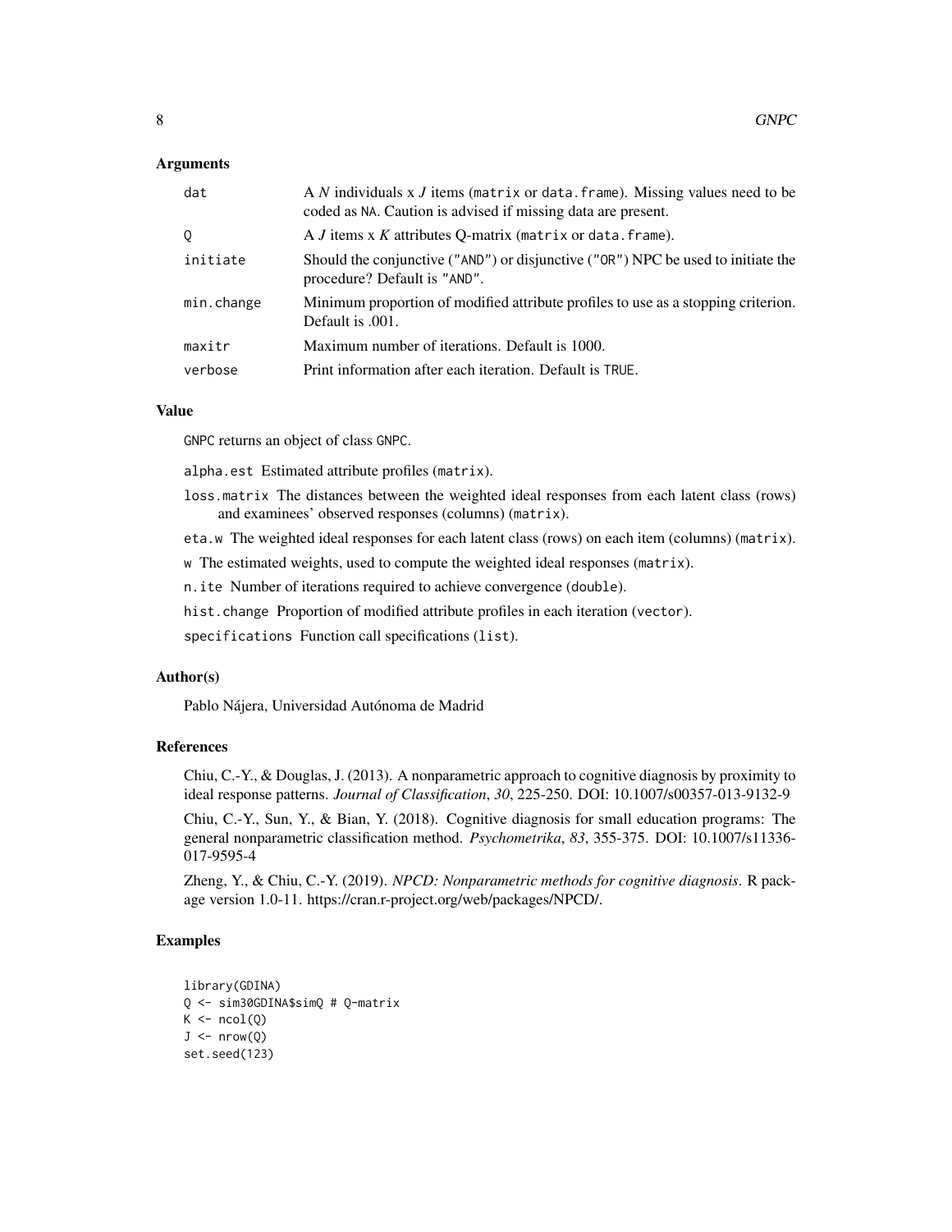### Arguments

| | |
|---|---|
| `dat` | A *N* individuals x *J* items (`matrix` or `data.frame`). Missing values need to be coded as `NA`. Caution is advised if missing data are present. |
| `Q` | A *J* items x *K* attributes Q-matrix (`matrix` or `data.frame`). |
| `initiate` | Should the conjunctive (`"AND"`) or disjunctive (`"OR"`) NPC be used to initiate the procedure? Default is `"AND"`. |
| `min.change` | Minimum proportion of modified attribute profiles to use as a stopping criterion. Default is .001. |
| `maxitr` | Maximum number of iterations. Default is 1000. |
| `verbose` | Print information after each iteration. Default is `TRUE`. |

### Value

`GNPC` returns an object of class `GNPC`.

`alpha.est` Estimated attribute profiles (`matrix`).

`loss.matrix` The distances between the weighted ideal responses from each latent class (rows) and examinees' observed responses (columns) (`matrix`).

`eta.w` The weighted ideal responses for each latent class (rows) on each item (columns) (`matrix`).

`w` The estimated weights, used to compute the weighted ideal responses (`matrix`).

`n.ite` Number of iterations required to achieve convergence (`double`).

`hist.change` Proportion of modified attribute profiles in each iteration (`vector`).

`specifications` Function call specifications (`list`).

### Author(s)

Pablo Nájera, Universidad Autónoma de Madrid

### References

Chiu, C.-Y., & Douglas, J. (2013). A nonparametric approach to cognitive diagnosis by proximity to ideal response patterns. *Journal of Classification*, *30*, 225-250. DOI: 10.1007/s00357-013-9132-9

Chiu, C.-Y., Sun, Y., & Bian, Y. (2018). Cognitive diagnosis for small education programs: The general nonparametric classification method. *Psychometrika*, *83*, 355-375. DOI: 10.1007/s11336-017-9595-4

Zheng, Y., & Chiu, C.-Y. (2019). *NPCD: Nonparametric methods for cognitive diagnosis*. R package version 1.0-11. https://cran.r-project.org/web/packages/NPCD/.

### Examples

```
library(GDINA)
Q <- sim30GDINA$simQ # Q-matrix
K <- ncol(Q)
J <- nrow(Q)
set.seed(123)
```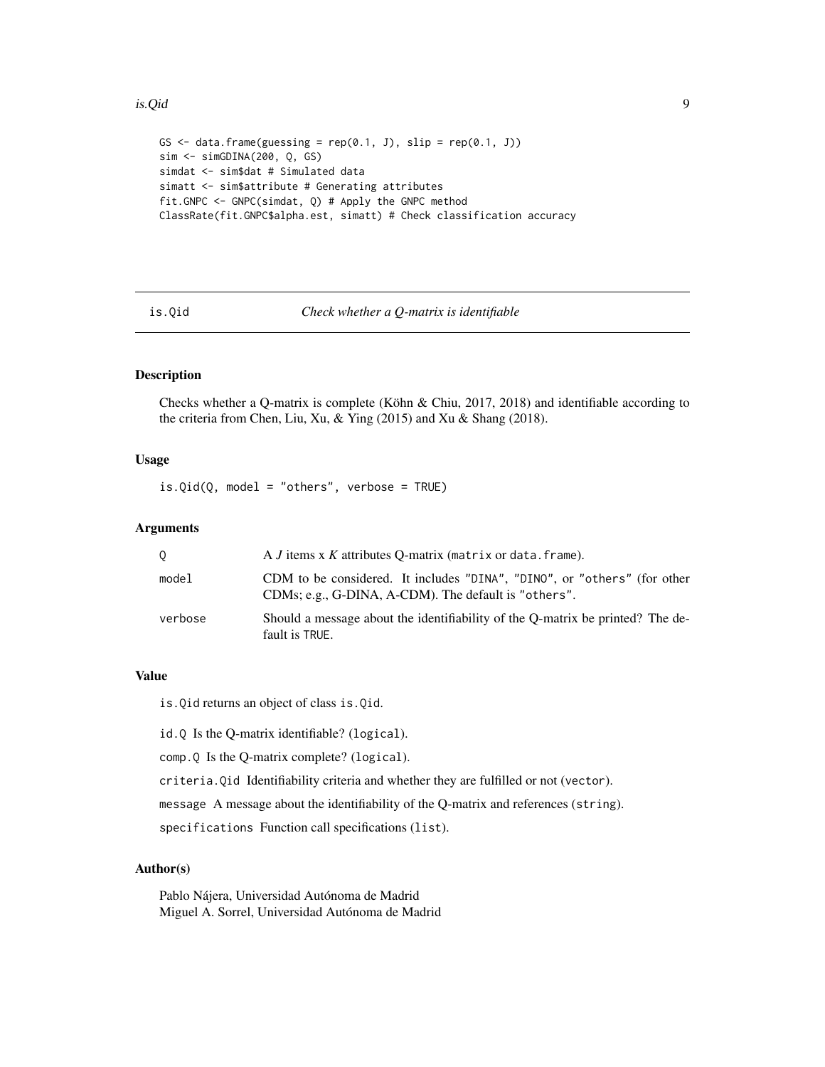```
GS <- data.frame(guessing = rep(0.1, J), slip = rep(0.1, J))
sim <- simGDINA(200, Q, GS)
simdat <- sim$dat # Simulated data
simatt <- sim$attribute # Generating attributes
fit.GNPC <- GNPC(simdat, Q) # Apply the GNPC method
ClassRate(fit.GNPC$alpha.est, simatt) # Check classification accuracy
```

---

## is.Qid — *Check whether a Q-matrix is identifiable*

---

### Description

Checks whether a Q-matrix is complete (Köhn & Chiu, 2017, 2018) and identifiable according to the criteria from Chen, Liu, Xu, & Ying (2015) and Xu & Shang (2018).

### Usage

```
is.Qid(Q, model = "others", verbose = TRUE)
```

### Arguments

| | |
|---|---|
| `Q` | A *J* items x *K* attributes Q-matrix (`matrix` or `data.frame`). |
| `model` | CDM to be considered. It includes `"DINA"`, `"DINO"`, or `"others"` (for other CDMs; e.g., G-DINA, A-CDM). The default is `"others"`. |
| `verbose` | Should a message about the identifiability of the Q-matrix be printed? The default is `TRUE`. |

### Value

`is.Qid` returns an object of class `is.Qid`.

`id.Q` Is the Q-matrix identifiable? (`logical`).

`comp.Q` Is the Q-matrix complete? (`logical`).

`criteria.Qid` Identifiability criteria and whether they are fulfilled or not (`vector`).

`message` A message about the identifiability of the Q-matrix and references (`string`).

`specifications` Function call specifications (`list`).

### Author(s)

Pablo Nájera, Universidad Autónoma de Madrid
Miguel A. Sorrel, Universidad Autónoma de Madrid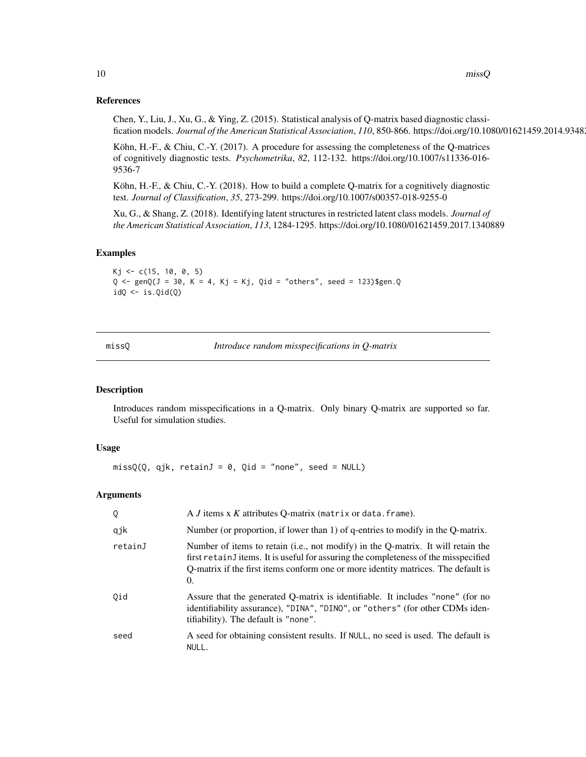### References

Chen, Y., Liu, J., Xu, G., & Ying, Z. (2015). Statistical analysis of Q-matrix based diagnostic classification models. *Journal of the American Statistical Association*, *110*, 850-866. https://doi.org/10.1080/01621459.2014.93482

Köhn, H.-F., & Chiu, C.-Y. (2017). A procedure for assessing the completeness of the Q-matrices of cognitively diagnostic tests. *Psychometrika*, *82*, 112-132. https://doi.org/10.1007/s11336-016-9536-7

Köhn, H.-F., & Chiu, C.-Y. (2018). How to build a complete Q-matrix for a cognitively diagnostic test. *Journal of Classification*, *35*, 273-299. https://doi.org/10.1007/s00357-018-9255-0

Xu, G., & Shang, Z. (2018). Identifying latent structures in restricted latent class models. *Journal of the American Statistical Association*, *113*, 1284-1295. https://doi.org/10.1080/01621459.2017.1340889

### Examples

```
Kj <- c(15, 10, 0, 5)
Q <- genQ(J = 30, K = 4, Kj = Kj, Qid = "others", seed = 123)$gen.Q
idQ <- is.Qid(Q)
```

---

## missQ — *Introduce random misspecifications in Q-matrix*

### Description

Introduces random misspecifications in a Q-matrix. Only binary Q-matrix are supported so far. Useful for simulation studies.

### Usage

```
missQ(Q, qjk, retainJ = 0, Qid = "none", seed = NULL)
```

### Arguments

| | |
|---|---|
| Q | A *J* items x *K* attributes Q-matrix (`matrix` or `data.frame`). |
| qjk | Number (or proportion, if lower than 1) of q-entries to modify in the Q-matrix. |
| retainJ | Number of items to retain (i.e., not modify) in the Q-matrix. It will retain the first `retainJ` items. It is useful for assuring the completeness of the misspecified Q-matrix if the first items conform one or more identity matrices. The default is 0. |
| Qid | Assure that the generated Q-matrix is identifiable. It includes `"none"` (for no identifiability assurance), `"DINA"`, `"DINO"`, or `"others"` (for other CDMs identifiability). The default is `"none"`. |
| seed | A seed for obtaining consistent results. If `NULL`, no seed is used. The default is `NULL`. |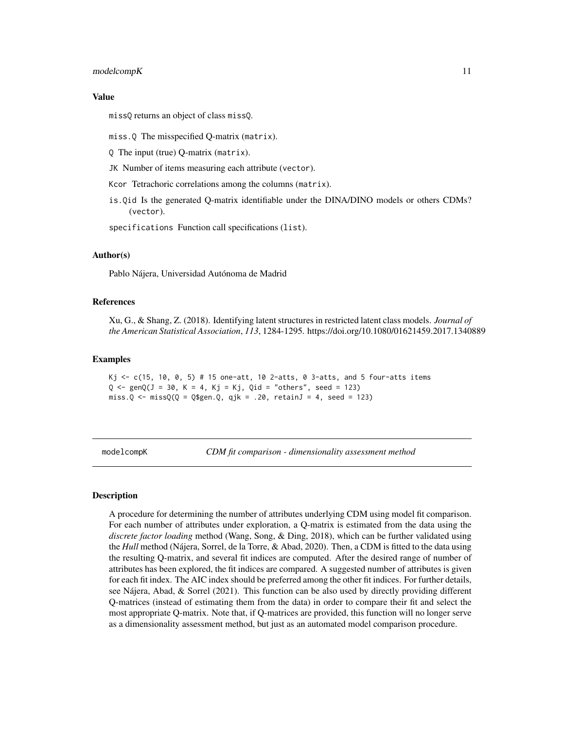### Value

missQ returns an object of class missQ.

- miss.Q The misspecified Q-matrix (matrix).
- Q The input (true) Q-matrix (matrix).
- JK Number of items measuring each attribute (vector).
- Kcor Tetrachoric correlations among the columns (matrix).
- is.Qid Is the generated Q-matrix identifiable under the DINA/DINO models or others CDMs? (vector).
- specifications Function call specifications (list).

### Author(s)

Pablo Nájera, Universidad Autónoma de Madrid

### References

Xu, G., & Shang, Z. (2018). Identifying latent structures in restricted latent class models. *Journal of the American Statistical Association*, *113*, 1284-1295. https://doi.org/10.1080/01621459.2017.1340889

### Examples

```
Kj <- c(15, 10, 0, 5) # 15 one-att, 10 2-atts, 0 3-atts, and 5 four-atts items
Q <- genQ(J = 30, K = 4, Kj = Kj, Qid = "others", seed = 123)
miss.Q <- missQ(Q = Q$gen.Q, qjk = .20, retainJ = 4, seed = 123)
```

---

## modelcompK — *CDM fit comparison - dimensionality assessment method*

---

### Description

A procedure for determining the number of attributes underlying CDM using model fit comparison. For each number of attributes under exploration, a Q-matrix is estimated from the data using the *discrete factor loading* method (Wang, Song, & Ding, 2018), which can be further validated using the *Hull* method (Nájera, Sorrel, de la Torre, & Abad, 2020). Then, a CDM is fitted to the data using the resulting Q-matrix, and several fit indices are computed. After the desired range of number of attributes has been explored, the fit indices are compared. A suggested number of attributes is given for each fit index. The AIC index should be preferred among the other fit indices. For further details, see Nájera, Abad, & Sorrel (2021). This function can be also used by directly providing different Q-matrices (instead of estimating them from the data) in order to compare their fit and select the most appropriate Q-matrix. Note that, if Q-matrices are provided, this function will no longer serve as a dimensionality assessment method, but just as an automated model comparison procedure.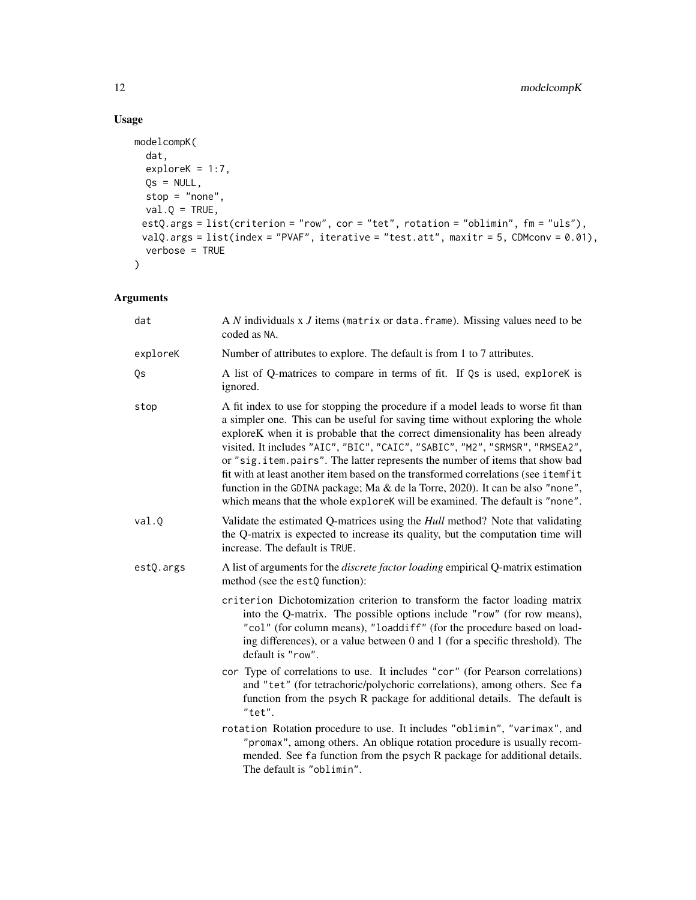## Usage

```
modelcompK(
  dat,
  exploreK = 1:7,
  Qs = NULL,
  stop = "none",
  val.Q = TRUE,
  estQ.args = list(criterion = "row", cor = "tet", rotation = "oblimin", fm = "uls"),
  valQ.args = list(index = "PVAF", iterative = "test.att", maxitr = 5, CDMconv = 0.01),
  verbose = TRUE
)
```

## Arguments

| | |
|---|---|
| dat | A *N* individuals x *J* items (matrix or data.frame). Missing values need to be coded as NA. |
| exploreK | Number of attributes to explore. The default is from 1 to 7 attributes. |
| Qs | A list of Q-matrices to compare in terms of fit. If Qs is used, exploreK is ignored. |
| stop | A fit index to use for stopping the procedure if a model leads to worse fit than a simpler one. This can be useful for saving time without exploring the whole exploreK when it is probable that the correct dimensionality has been already visited. It includes "AIC", "BIC", "CAIC", "SABIC", "M2", "SRMSR", "RMSEA2", or "sig.item.pairs". The latter represents the number of items that show bad fit with at least another item based on the transformed correlations (see itemfit function in the GDINA package; Ma & de la Torre, 2020). It can be also "none", which means that the whole exploreK will be examined. The default is "none". |
| val.Q | Validate the estimated Q-matrices using the *Hull* method? Note that validating the Q-matrix is expected to increase its quality, but the computation time will increase. The default is TRUE. |
| estQ.args | A list of arguments for the *discrete factor loading* empirical Q-matrix estimation method (see the estQ function): |

- criterion Dichotomization criterion to transform the factor loading matrix into the Q-matrix. The possible options include "row" (for row means), "col" (for column means), "loaddiff" (for the procedure based on loading differences), or a value between 0 and 1 (for a specific threshold). The default is "row".
- cor Type of correlations to use. It includes "cor" (for Pearson correlations) and "tet" (for tetrachoric/polychoric correlations), among others. See fa function from the psych R package for additional details. The default is "tet".
- rotation Rotation procedure to use. It includes "oblimin", "varimax", and "promax", among others. An oblique rotation procedure is usually recommended. See fa function from the psych R package for additional details. The default is "oblimin".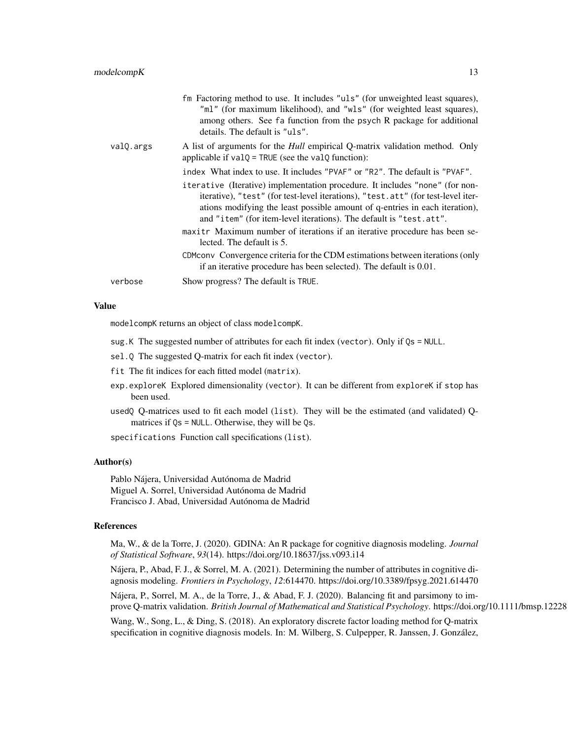fm Factoring method to use. It includes "uls" (for unweighted least squares), "ml" (for maximum likelihood), and "wls" (for weighted least squares), among others. See fa function from the psych R package for additional details. The default is "uls".

valQ.args
: A list of arguments for the *Hull* empirical Q-matrix validation method. Only applicable if valQ = TRUE (see the valQ function):

  index What index to use. It includes "PVAF" or "R2". The default is "PVAF".

  iterative (Iterative) implementation procedure. It includes "none" (for non-iterative), "test" (for test-level iterations), "test.att" (for test-level iterations modifying the least possible amount of q-entries in each iteration), and "item" (for item-level iterations). The default is "test.att".

  maxitr Maximum number of iterations if an iterative procedure has been selected. The default is 5.

  CDMconv Convergence criteria for the CDM estimations between iterations (only if an iterative procedure has been selected). The default is 0.01.

verbose
: Show progress? The default is TRUE.

## Value

modelcompK returns an object of class modelcompK.

sug.K The suggested number of attributes for each fit index (vector). Only if Qs = NULL.

sel.Q The suggested Q-matrix for each fit index (vector).

fit The fit indices for each fitted model (matrix).

exp.exploreK Explored dimensionality (vector). It can be different from exploreK if stop has been used.

usedQ Q-matrices used to fit each model (list). They will be the estimated (and validated) Q-matrices if Qs = NULL. Otherwise, they will be Qs.

specifications Function call specifications (list).

## Author(s)

Pablo Nájera, Universidad Autónoma de Madrid
Miguel A. Sorrel, Universidad Autónoma de Madrid
Francisco J. Abad, Universidad Autónoma de Madrid

## References

Ma, W., & de la Torre, J. (2020). GDINA: An R package for cognitive diagnosis modeling. *Journal of Statistical Software*, *93*(14). https://doi.org/10.18637/jss.v093.i14

Nájera, P., Abad, F. J., & Sorrel, M. A. (2021). Determining the number of attributes in cognitive diagnosis modeling. *Frontiers in Psychology*, *12*:614470. https://doi.org/10.3389/fpsyg.2021.614470

Nájera, P., Sorrel, M. A., de la Torre, J., & Abad, F. J. (2020). Balancing fit and parsimony to improve Q-matrix validation. *British Journal of Mathematical and Statistical Psychology*. https://doi.org/10.1111/bmsp.12228

Wang, W., Song, L., & Ding, S. (2018). An exploratory discrete factor loading method for Q-matrix specification in cognitive diagnosis models. In: M. Wilberg, S. Culpepper, R. Janssen, J. González,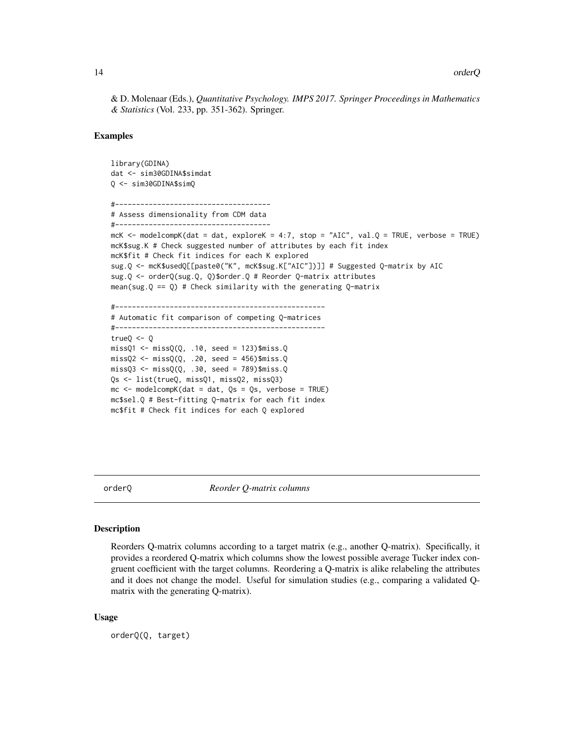& D. Molenaar (Eds.), *Quantitative Psychology. IMPS 2017. Springer Proceedings in Mathematics & Statistics* (Vol. 233, pp. 351-362). Springer.

### Examples

```
library(GDINA)
dat <- sim30GDINA$simdat
Q <- sim30GDINA$simQ

#-------------------------------------
# Assess dimensionality from CDM data
#-------------------------------------
mcK <- modelcompK(dat = dat, exploreK = 4:7, stop = "AIC", val.Q = TRUE, verbose = TRUE)
mcK$sug.K # Check suggested number of attributes by each fit index
mcK$fit # Check fit indices for each K explored
sug.Q <- mcK$usedQ[[paste0("K", mcK$sug.K["AIC"])]] # Suggested Q-matrix by AIC
sug.Q <- orderQ(sug.Q, Q)$order.Q # Reorder Q-matrix attributes
mean(sug.Q == Q) # Check similarity with the generating Q-matrix

#-------------------------------------------------
# Automatic fit comparison of competing Q-matrices
#-------------------------------------------------
trueQ <- Q
missQ1 <- missQ(Q, .10, seed = 123)$miss.Q
missQ2 <- missQ(Q, .20, seed = 456)$miss.Q
missQ3 <- missQ(Q, .30, seed = 789)$miss.Q
Qs <- list(trueQ, missQ1, missQ2, missQ3)
mc <- modelcompK(dat = dat, Qs = Qs, verbose = TRUE)
mc$sel.Q # Best-fitting Q-matrix for each fit index
mc$fit # Check fit indices for each Q explored
```

---

## orderQ — *Reorder Q-matrix columns*

---

### Description

Reorders Q-matrix columns according to a target matrix (e.g., another Q-matrix). Specifically, it provides a reordered Q-matrix which columns show the lowest possible average Tucker index congruent coefficient with the target columns. Reordering a Q-matrix is alike relabeling the attributes and it does not change the model. Useful for simulation studies (e.g., comparing a validated Q-matrix with the generating Q-matrix).

### Usage

```
orderQ(Q, target)
```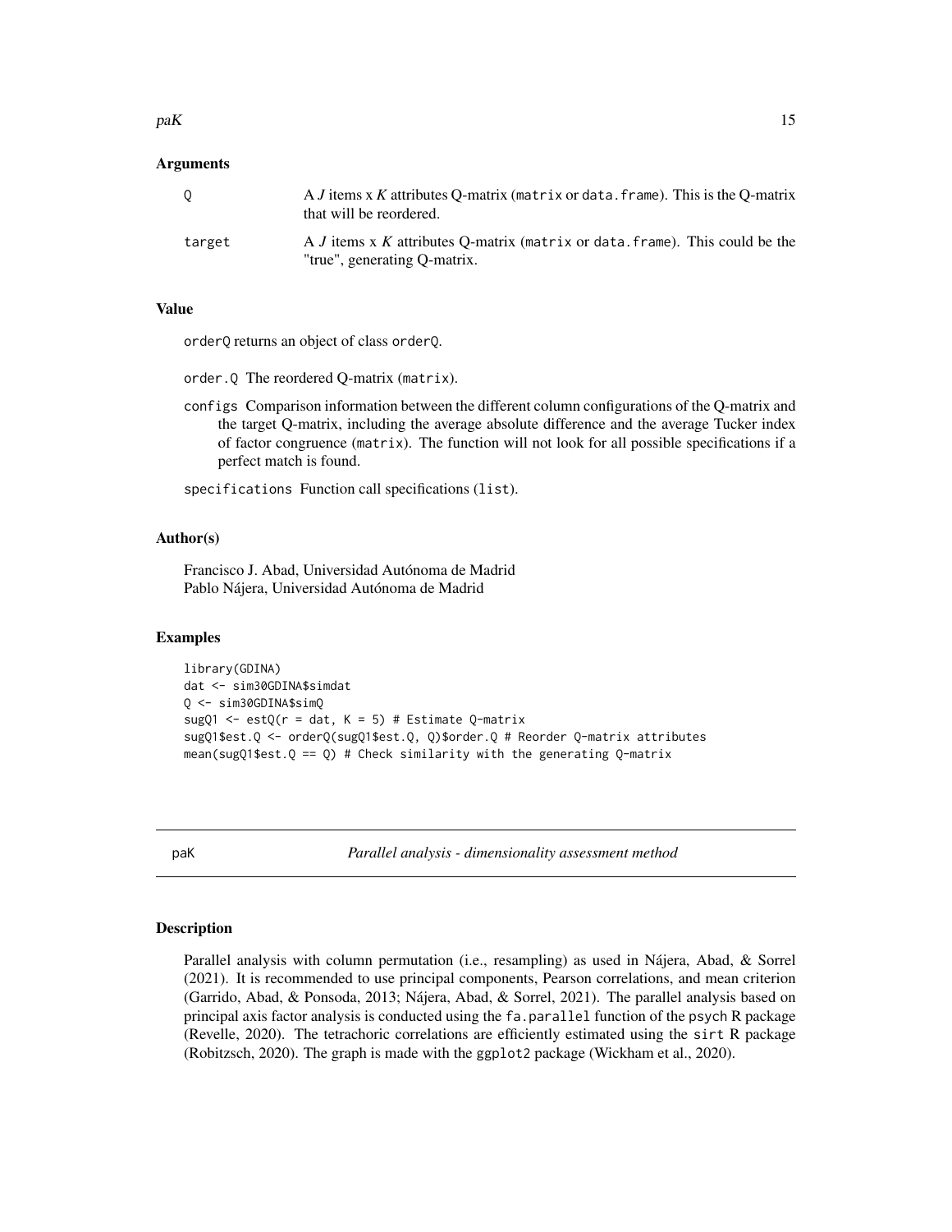### Arguments

| | |
|---|---|
| Q | A *J* items x *K* attributes Q-matrix (`matrix` or `data.frame`). This is the Q-matrix that will be reordered. |
| target | A *J* items x *K* attributes Q-matrix (`matrix` or `data.frame`). This could be the "true", generating Q-matrix. |

### Value

`orderQ` returns an object of class `orderQ`.

`order.Q` The reordered Q-matrix (`matrix`).

`configs` Comparison information between the different column configurations of the Q-matrix and the target Q-matrix, including the average absolute difference and the average Tucker index of factor congruence (`matrix`). The function will not look for all possible specifications if a perfect match is found.

`specifications` Function call specifications (`list`).

### Author(s)

Francisco J. Abad, Universidad Autónoma de Madrid
Pablo Nájera, Universidad Autónoma de Madrid

### Examples

```
library(GDINA)
dat <- sim30GDINA$simdat
Q <- sim30GDINA$simQ
sugQ1 <- estQ(r = dat, K = 5) # Estimate Q-matrix
sugQ1$est.Q <- orderQ(sugQ1$est.Q, Q)$order.Q # Reorder Q-matrix attributes
mean(sugQ1$est.Q == Q) # Check similarity with the generating Q-matrix
```

---

## paK — *Parallel analysis - dimensionality assessment method*

### Description

Parallel analysis with column permutation (i.e., resampling) as used in Nájera, Abad, & Sorrel (2021). It is recommended to use principal components, Pearson correlations, and mean criterion (Garrido, Abad, & Ponsoda, 2013; Nájera, Abad, & Sorrel, 2021). The parallel analysis based on principal axis factor analysis is conducted using the `fa.parallel` function of the `psych` R package (Revelle, 2020). The tetrachoric correlations are efficiently estimated using the `sirt` R package (Robitzsch, 2020). The graph is made with the `ggplot2` package (Wickham et al., 2020).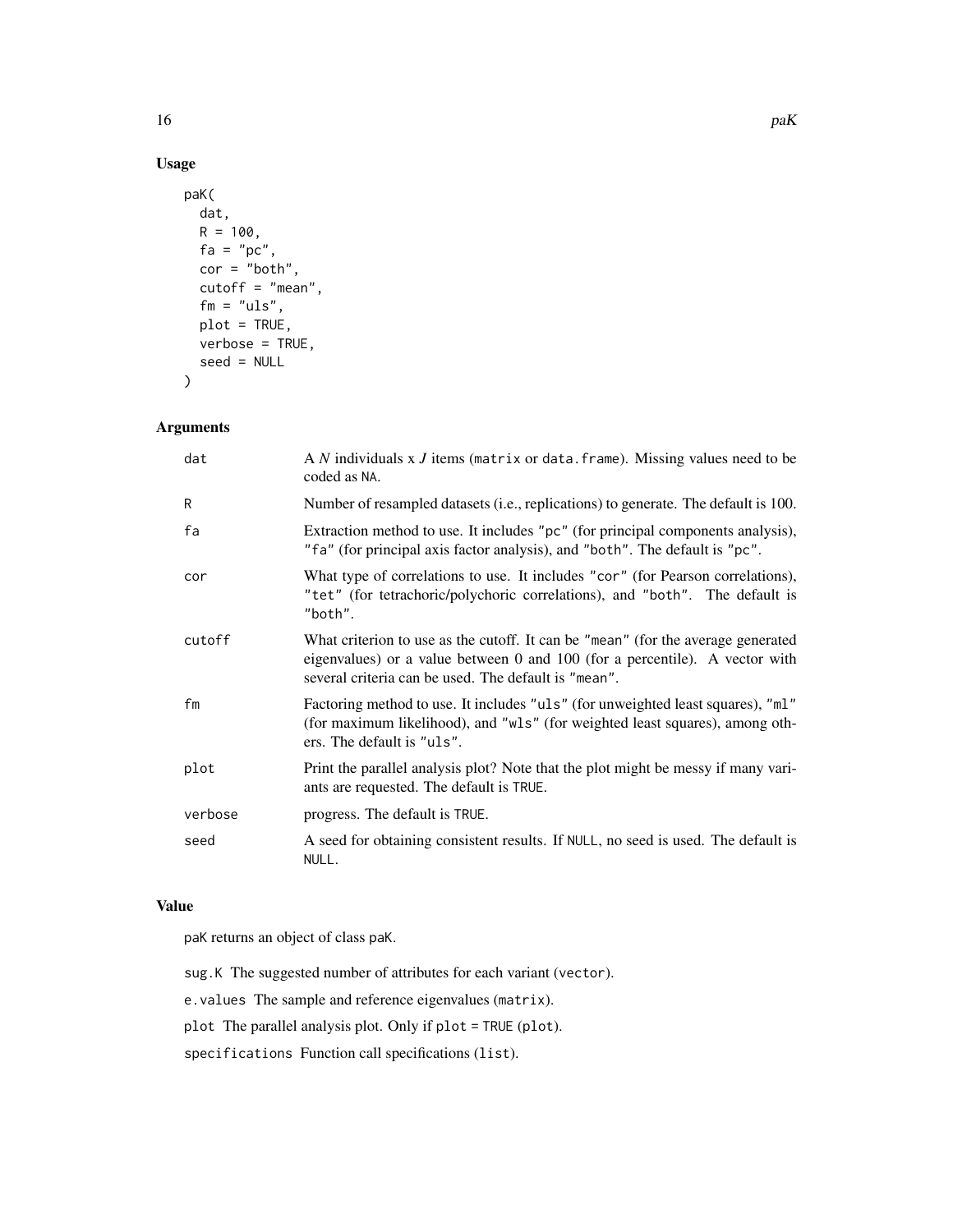## Usage

```
paK(
  dat,
  R = 100,
  fa = "pc",
  cor = "both",
  cutoff = "mean",
  fm = "uls",
  plot = TRUE,
  verbose = TRUE,
  seed = NULL
)
```

## Arguments

| | |
|---|---|
| dat | A *N* individuals x *J* items (matrix or data.frame). Missing values need to be coded as NA. |
| R | Number of resampled datasets (i.e., replications) to generate. The default is 100. |
| fa | Extraction method to use. It includes "pc" (for principal components analysis), "fa" (for principal axis factor analysis), and "both". The default is "pc". |
| cor | What type of correlations to use. It includes "cor" (for Pearson correlations), "tet" (for tetrachoric/polychoric correlations), and "both". The default is "both". |
| cutoff | What criterion to use as the cutoff. It can be "mean" (for the average generated eigenvalues) or a value between 0 and 100 (for a percentile). A vector with several criteria can be used. The default is "mean". |
| fm | Factoring method to use. It includes "uls" (for unweighted least squares), "ml" (for maximum likelihood), and "wls" (for weighted least squares), among others. The default is "uls". |
| plot | Print the parallel analysis plot? Note that the plot might be messy if many variants are requested. The default is TRUE. |
| verbose | progress. The default is TRUE. |
| seed | A seed for obtaining consistent results. If NULL, no seed is used. The default is NULL. |

## Value

paK returns an object of class paK.

sug.K The suggested number of attributes for each variant (vector).

e.values The sample and reference eigenvalues (matrix).

plot The parallel analysis plot. Only if plot = TRUE (plot).

specifications Function call specifications (list).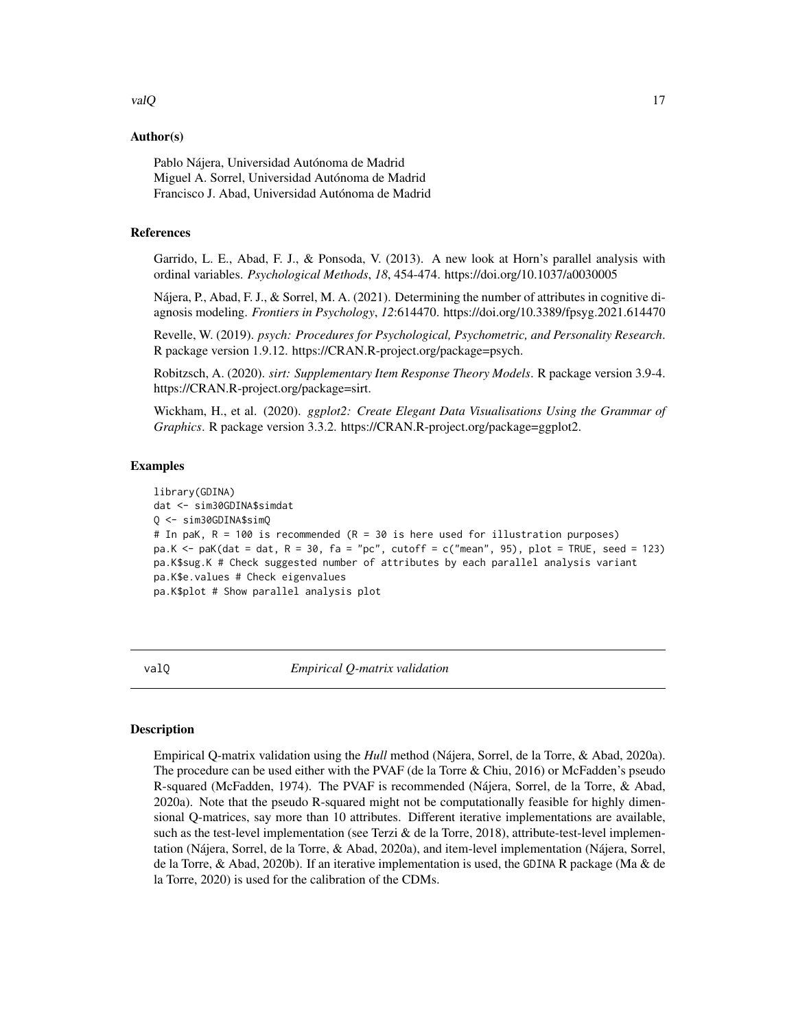### Author(s)

Pablo Nájera, Universidad Autónoma de Madrid
Miguel A. Sorrel, Universidad Autónoma de Madrid
Francisco J. Abad, Universidad Autónoma de Madrid

### References

Garrido, L. E., Abad, F. J., & Ponsoda, V. (2013). A new look at Horn's parallel analysis with ordinal variables. *Psychological Methods*, *18*, 454-474. https://doi.org/10.1037/a0030005

Nájera, P., Abad, F. J., & Sorrel, M. A. (2021). Determining the number of attributes in cognitive diagnosis modeling. *Frontiers in Psychology*, *12*:614470. https://doi.org/10.3389/fpsyg.2021.614470

Revelle, W. (2019). *psych: Procedures for Psychological, Psychometric, and Personality Research*. R package version 1.9.12. https://CRAN.R-project.org/package=psych.

Robitzsch, A. (2020). *sirt: Supplementary Item Response Theory Models*. R package version 3.9-4. https://CRAN.R-project.org/package=sirt.

Wickham, H., et al. (2020). *ggplot2: Create Elegant Data Visualisations Using the Grammar of Graphics*. R package version 3.3.2. https://CRAN.R-project.org/package=ggplot2.

### Examples

```
library(GDINA)
dat <- sim30GDINA$simdat
Q <- sim30GDINA$simQ
# In paK, R = 100 is recommended (R = 30 is here used for illustration purposes)
pa.K <- paK(dat = dat, R = 30, fa = "pc", cutoff = c("mean", 95), plot = TRUE, seed = 123)
pa.K$sug.K # Check suggested number of attributes by each parallel analysis variant
pa.K$e.values # Check eigenvalues
pa.K$plot # Show parallel analysis plot
```

---

## valQ — *Empirical Q-matrix validation*

### Description

Empirical Q-matrix validation using the *Hull* method (Nájera, Sorrel, de la Torre, & Abad, 2020a). The procedure can be used either with the PVAF (de la Torre & Chiu, 2016) or McFadden's pseudo R-squared (McFadden, 1974). The PVAF is recommended (Nájera, Sorrel, de la Torre, & Abad, 2020a). Note that the pseudo R-squared might not be computationally feasible for highly dimensional Q-matrices, say more than 10 attributes. Different iterative implementations are available, such as the test-level implementation (see Terzi & de la Torre, 2018), attribute-test-level implementation (Nájera, Sorrel, de la Torre, & Abad, 2020a), and item-level implementation (Nájera, Sorrel, de la Torre, & Abad, 2020b). If an iterative implementation is used, the GDINA R package (Ma & de la Torre, 2020) is used for the calibration of the CDMs.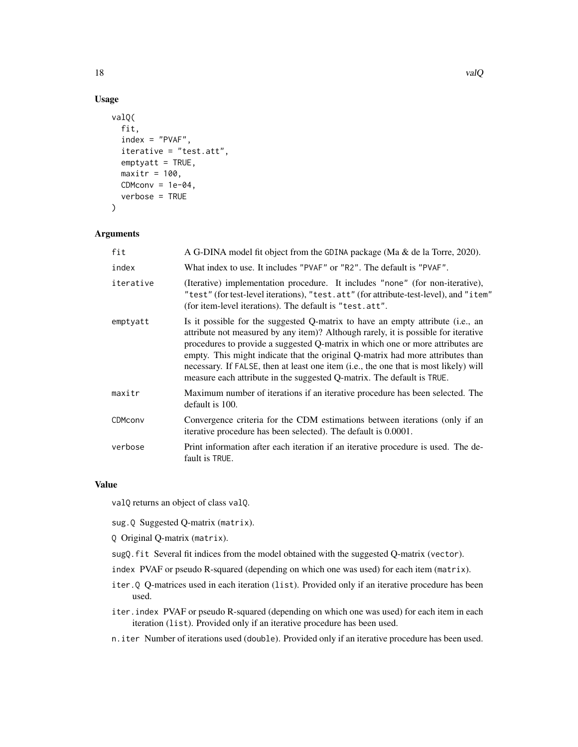## Usage

```
valQ(
  fit,
  index = "PVAF",
  iterative = "test.att",
  emptyatt = TRUE,
  maxitr = 100,
  CDMconv = 1e-04,
  verbose = TRUE
)
```

## Arguments

| | |
|---|---|
| fit | A G-DINA model fit object from the GDINA package (Ma & de la Torre, 2020). |
| index | What index to use. It includes "PVAF" or "R2". The default is "PVAF". |
| iterative | (Iterative) implementation procedure. It includes "none" (for non-iterative), "test" (for test-level iterations), "test.att" (for attribute-test-level), and "item" (for item-level iterations). The default is "test.att". |
| emptyatt | Is it possible for the suggested Q-matrix to have an empty attribute (i.e., an attribute not measured by any item)? Although rarely, it is possible for iterative procedures to provide a suggested Q-matrix in which one or more attributes are empty. This might indicate that the original Q-matrix had more attributes than necessary. If FALSE, then at least one item (i.e., the one that is most likely) will measure each attribute in the suggested Q-matrix. The default is TRUE. |
| maxitr | Maximum number of iterations if an iterative procedure has been selected. The default is 100. |
| CDMconv | Convergence criteria for the CDM estimations between iterations (only if an iterative procedure has been selected). The default is 0.0001. |
| verbose | Print information after each iteration if an iterative procedure is used. The default is TRUE. |

## Value

valQ returns an object of class valQ.

- sug.Q Suggested Q-matrix (matrix).
- Q Original Q-matrix (matrix).
- sugQ.fit Several fit indices from the model obtained with the suggested Q-matrix (vector).
- index PVAF or pseudo R-squared (depending on which one was used) for each item (matrix).
- iter.Q Q-matrices used in each iteration (list). Provided only if an iterative procedure has been used.
- iter.index PVAF or pseudo R-squared (depending on which one was used) for each item in each iteration (list). Provided only if an iterative procedure has been used.
- n.iter Number of iterations used (double). Provided only if an iterative procedure has been used.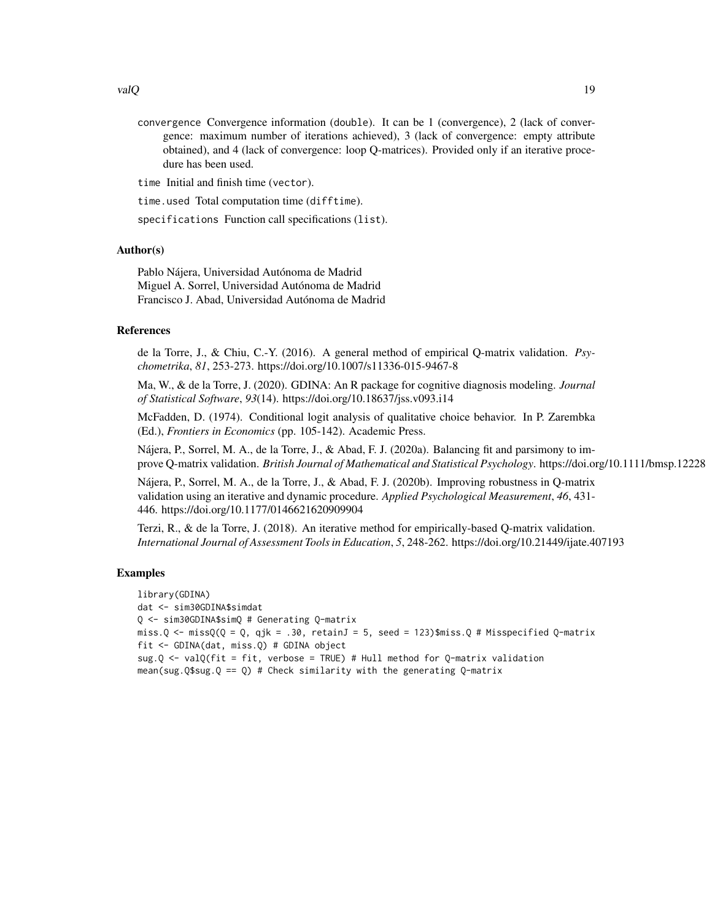convergence Convergence information (double). It can be 1 (convergence), 2 (lack of convergence: maximum number of iterations achieved), 3 (lack of convergence: empty attribute obtained), and 4 (lack of convergence: loop Q-matrices). Provided only if an iterative procedure has been used.

time Initial and finish time (vector).

time.used Total computation time (difftime).

specifications Function call specifications (list).

### Author(s)

Pablo Nájera, Universidad Autónoma de Madrid
Miguel A. Sorrel, Universidad Autónoma de Madrid
Francisco J. Abad, Universidad Autónoma de Madrid

### References

de la Torre, J., & Chiu, C.-Y. (2016). A general method of empirical Q-matrix validation. *Psychometrika*, *81*, 253-273. https://doi.org/10.1007/s11336-015-9467-8

Ma, W., & de la Torre, J. (2020). GDINA: An R package for cognitive diagnosis modeling. *Journal of Statistical Software*, *93*(14). https://doi.org/10.18637/jss.v093.i14

McFadden, D. (1974). Conditional logit analysis of qualitative choice behavior. In P. Zarembka (Ed.), *Frontiers in Economics* (pp. 105-142). Academic Press.

Nájera, P., Sorrel, M. A., de la Torre, J., & Abad, F. J. (2020a). Balancing fit and parsimony to improve Q-matrix validation. *British Journal of Mathematical and Statistical Psychology*. https://doi.org/10.1111/bmsp.12228

Nájera, P., Sorrel, M. A., de la Torre, J., & Abad, F. J. (2020b). Improving robustness in Q-matrix validation using an iterative and dynamic procedure. *Applied Psychological Measurement*, *46*, 431-446. https://doi.org/10.1177/0146621620909904

Terzi, R., & de la Torre, J. (2018). An iterative method for empirically-based Q-matrix validation. *International Journal of Assessment Tools in Education*, *5*, 248-262. https://doi.org/10.21449/ijate.407193

### Examples

```
library(GDINA)
dat <- sim30GDINA$simdat
Q <- sim30GDINA$simQ # Generating Q-matrix
miss.Q <- missQ(Q = Q, qjk = .30, retainJ = 5, seed = 123)$miss.Q # Misspecified Q-matrix
fit <- GDINA(dat, miss.Q) # GDINA object
sug.Q <- valQ(fit = fit, verbose = TRUE) # Hull method for Q-matrix validation
mean(sug.Q$sug.Q == Q) # Check similarity with the generating Q-matrix
```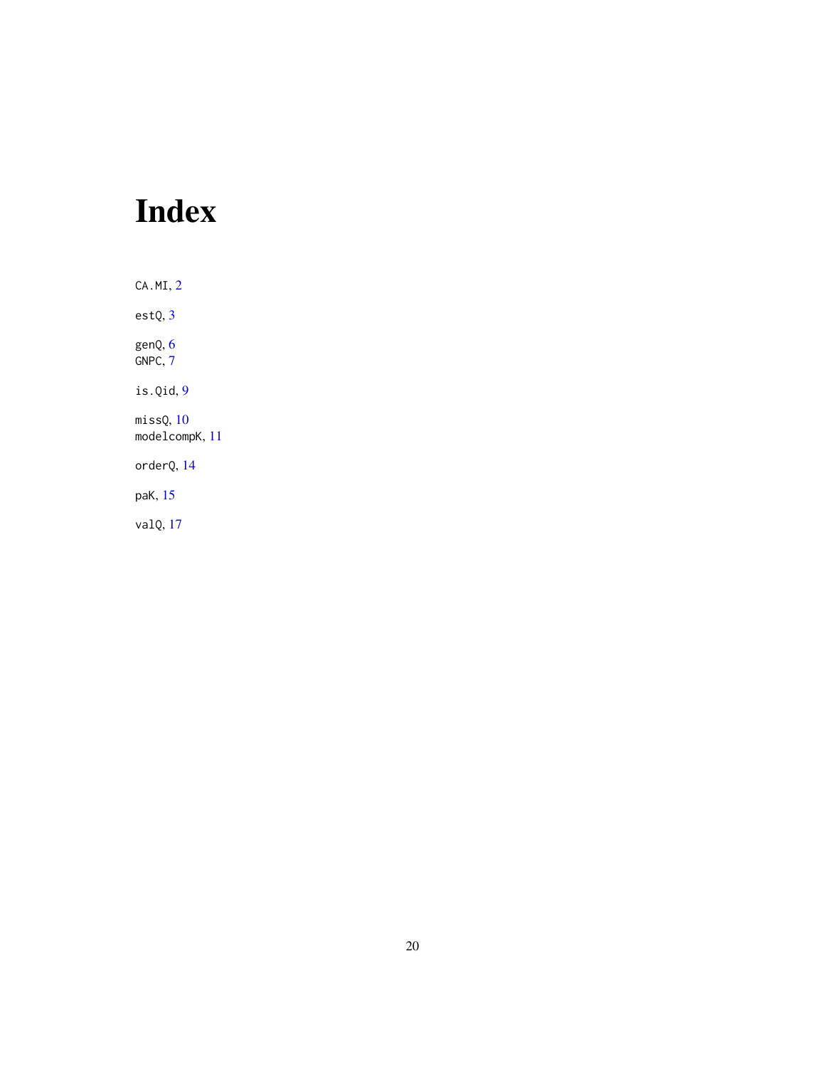# Index

CA.MI, 2

estQ, 3

genQ, 6
GNPC, 7

is.Qid, 9

missQ, 10
modelcompK, 11

orderQ, 14

paK, 15

valQ, 17